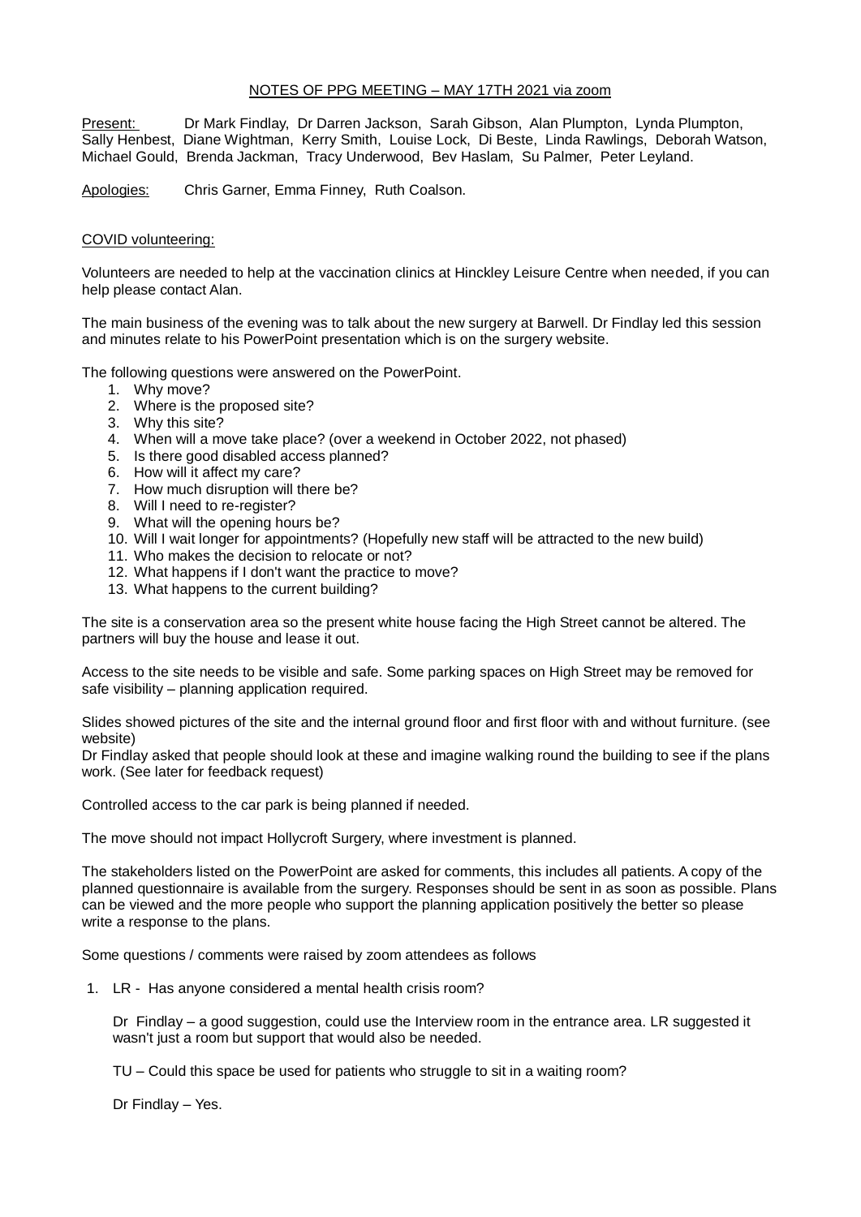<u>NOTES OF PPG MEETING – MAY 17TH 2021 via zoom</u>

<u>Present:</u> Dr Mark Findlay, Dr Darren Jackson, Sarah Gibson, Alan Plumpton, Lynda Plumpton, Sally Henbest, Diane Wightman, Kerry Smith, Louise Lock, Di Beste, Linda Rawlings, Deborah Watson, Michael Gould, Brenda Jackman, Tracy Underwood, Bev Haslam, Su Palmer, Peter Leyland.

<u>Apologies:</u> Chris Garner, Emma Finney, Ruth Coalson.

<u>COVID volunteering:</u>

Volunteers are needed to help at the vaccination clinics at Hinckley Leisure Centre when needed, if you can help please contact Alan.

The main business of the evening was to talk about the new surgery at Barwell. Dr Findlay led this session and minutes relate to his PowerPoint presentation which is on the surgery website.

The following questions were answered on the PowerPoint.

1. Why move?
2. Where is the proposed site?
3. Why this site?
4. When will a move take place? (over a weekend in October 2022, not phased)
5. Is there good disabled access planned?
6. How will it affect my care?
7. How much disruption will there be?
8. Will I need to re-register?
9. What will the opening hours be?
10. Will I wait longer for appointments? (Hopefully new staff will be attracted to the new build)
11. Who makes the decision to relocate or not?
12. What happens if I don't want the practice to move?
13. What happens to the current building?

The site is a conservation area so the present white house facing the High Street cannot be altered. The partners will buy the house and lease it out.

Access to the site needs to be visible and safe. Some parking spaces on High Street may be removed for safe visibility – planning application required.

Slides showed pictures of the site and the internal ground floor and first floor with and without furniture. (see website)

Dr Findlay asked that people should look at these and imagine walking round the building to see if the plans work. (See later for feedback request)

Controlled access to the car park is being planned if needed.

The move should not impact Hollycroft Surgery, where investment is planned.

The stakeholders listed on the PowerPoint are asked for comments, this includes all patients. A copy of the planned questionnaire is available from the surgery. Responses should be sent in as soon as possible. Plans can be viewed and the more people who support the planning application positively the better so please write a response to the plans.

Some questions / comments were raised by zoom attendees as follows

1. LR - Has anyone considered a mental health crisis room?

   Dr Findlay – a good suggestion, could use the Interview room in the entrance area. LR suggested it wasn't just a room but support that would also be needed.

   TU – Could this space be used for patients who struggle to sit in a waiting room?

   Dr Findlay – Yes.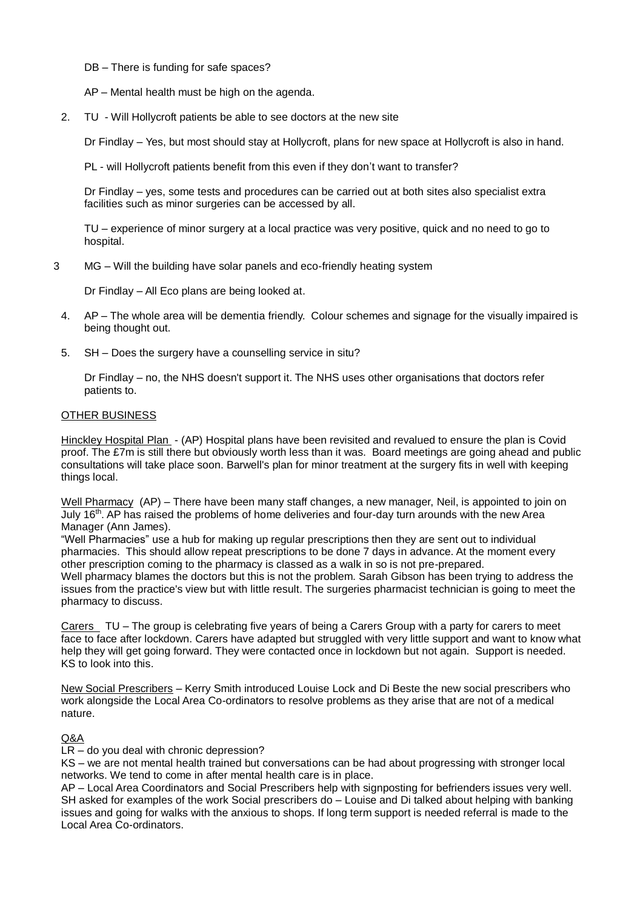DB – There is funding for safe spaces?

AP – Mental health must be high on the agenda.

2. TU - Will Hollycroft patients be able to see doctors at the new site

   Dr Findlay – Yes, but most should stay at Hollycroft, plans for new space at Hollycroft is also in hand.

   PL - will Hollycroft patients benefit from this even if they don't want to transfer?

   Dr Findlay – yes, some tests and procedures can be carried out at both sites also specialist extra facilities such as minor surgeries can be accessed by all.

   TU – experience of minor surgery at a local practice was very positive, quick and no need to go to hospital.

3. MG – Will the building have solar panels and eco-friendly heating system

   Dr Findlay – All Eco plans are being looked at.

4. AP – The whole area will be dementia friendly. Colour schemes and signage for the visually impaired is being thought out.

5. SH – Does the surgery have a counselling service in situ?

   Dr Findlay – no, the NHS doesn't support it. The NHS uses other organisations that doctors refer patients to.

<u>OTHER BUSINESS</u>

<u>Hinckley Hospital Plan</u> - (AP) Hospital plans have been revisited and revalued to ensure the plan is Covid proof. The £7m is still there but obviously worth less than it was. Board meetings are going ahead and public consultations will take place soon. Barwell's plan for minor treatment at the surgery fits in well with keeping things local.

<u>Well Pharmacy</u> (AP) – There have been many staff changes, a new manager, Neil, is appointed to join on July 16th. AP has raised the problems of home deliveries and four-day turn arounds with the new Area Manager (Ann James).
"Well Pharmacies" use a hub for making up regular prescriptions then they are sent out to individual pharmacies. This should allow repeat prescriptions to be done 7 days in advance. At the moment every other prescription coming to the pharmacy is classed as a walk in so is not pre-prepared.
Well pharmacy blames the doctors but this is not the problem. Sarah Gibson has been trying to address the issues from the practice's view but with little result. The surgeries pharmacist technician is going to meet the pharmacy to discuss.

<u>Carers</u> TU – The group is celebrating five years of being a Carers Group with a party for carers to meet face to face after lockdown. Carers have adapted but struggled with very little support and want to know what help they will get going forward. They were contacted once in lockdown but not again. Support is needed. KS to look into this.

<u>New Social Prescribers</u> – Kerry Smith introduced Louise Lock and Di Beste the new social prescribers who work alongside the Local Area Co-ordinators to resolve problems as they arise that are not of a medical nature.

<u>Q&A</u>
LR – do you deal with chronic depression?
KS – we are not mental health trained but conversations can be had about progressing with stronger local networks. We tend to come in after mental health care is in place.
AP – Local Area Coordinators and Social Prescribers help with signposting for befrienders issues very well.
SH asked for examples of the work Social prescribers do – Louise and Di talked about helping with banking issues and going for walks with the anxious to shops. If long term support is needed referral is made to the Local Area Co-ordinators.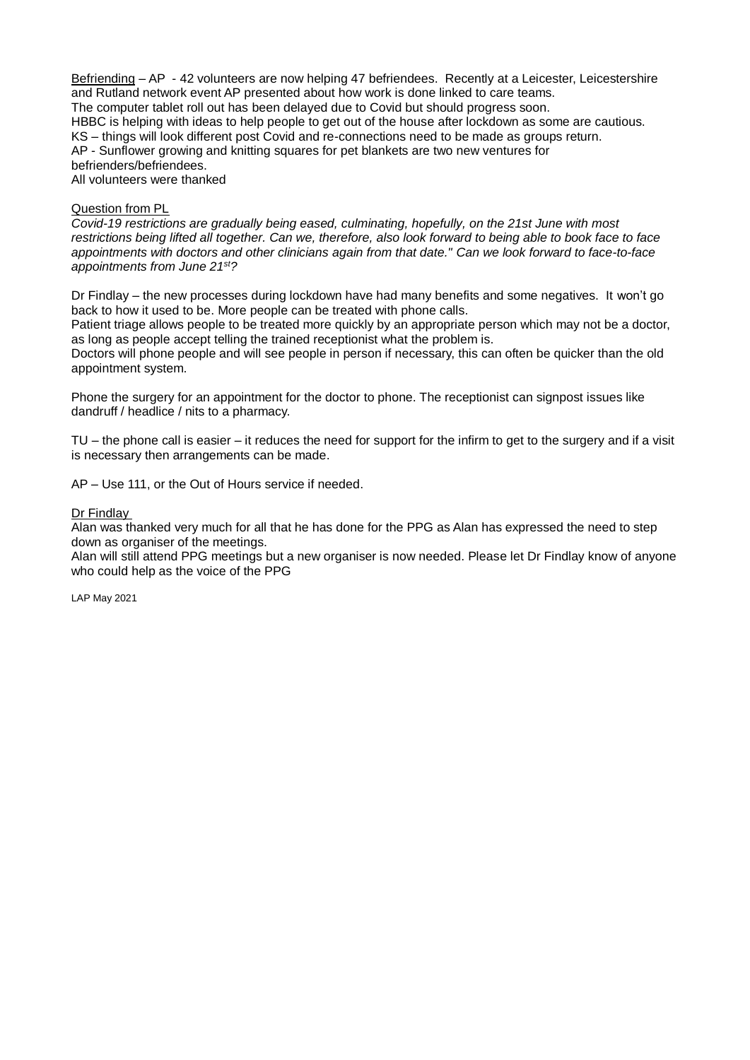Befriending – AP - 42 volunteers are now helping 47 befriendees. Recently at a Leicester, Leicestershire and Rutland network event AP presented about how work is done linked to care teams.
The computer tablet roll out has been delayed due to Covid but should progress soon.
HBBC is helping with ideas to help people to get out of the house after lockdown as some are cautious.
KS – things will look different post Covid and re-connections need to be made as groups return.
AP - Sunflower growing and knitting squares for pet blankets are two new ventures for befrienders/befriendees.
All volunteers were thanked

Question from PL

*Covid-19 restrictions are gradually being eased, culminating, hopefully, on the 21st June with most restrictions being lifted all together. Can we, therefore, also look forward to being able to book face to face appointments with doctors and other clinicians again from that date." Can we look forward to face-to-face appointments from June 21st?*

Dr Findlay – the new processes during lockdown have had many benefits and some negatives. It won't go back to how it used to be. More people can be treated with phone calls.
Patient triage allows people to be treated more quickly by an appropriate person which may not be a doctor, as long as people accept telling the trained receptionist what the problem is.
Doctors will phone people and will see people in person if necessary, this can often be quicker than the old appointment system.

Phone the surgery for an appointment for the doctor to phone. The receptionist can signpost issues like dandruff / headlice / nits to a pharmacy.

TU – the phone call is easier – it reduces the need for support for the infirm to get to the surgery and if a visit is necessary then arrangements can be made.

AP – Use 111, or the Out of Hours service if needed.

Dr Findlay

Alan was thanked very much for all that he has done for the PPG as Alan has expressed the need to step down as organiser of the meetings.
Alan will still attend PPG meetings but a new organiser is now needed. Please let Dr Findlay know of anyone who could help as the voice of the PPG

LAP May 2021